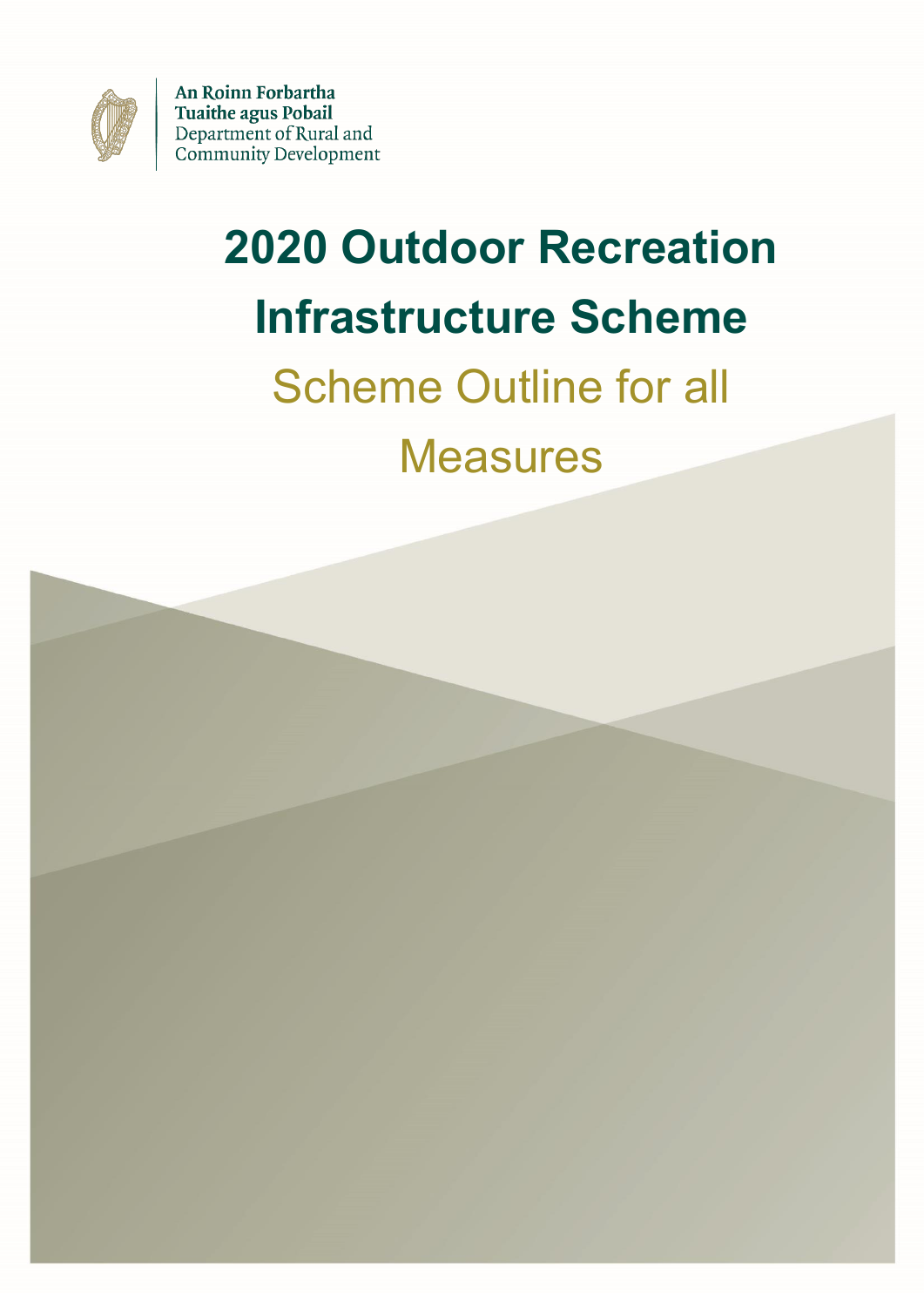An Roinn Forbartha
Tuaithe agus Pobail
Department of Rural and
Community Development

# 2020 Outdoor Recreation Infrastructure Scheme

## Scheme Outline for all Measures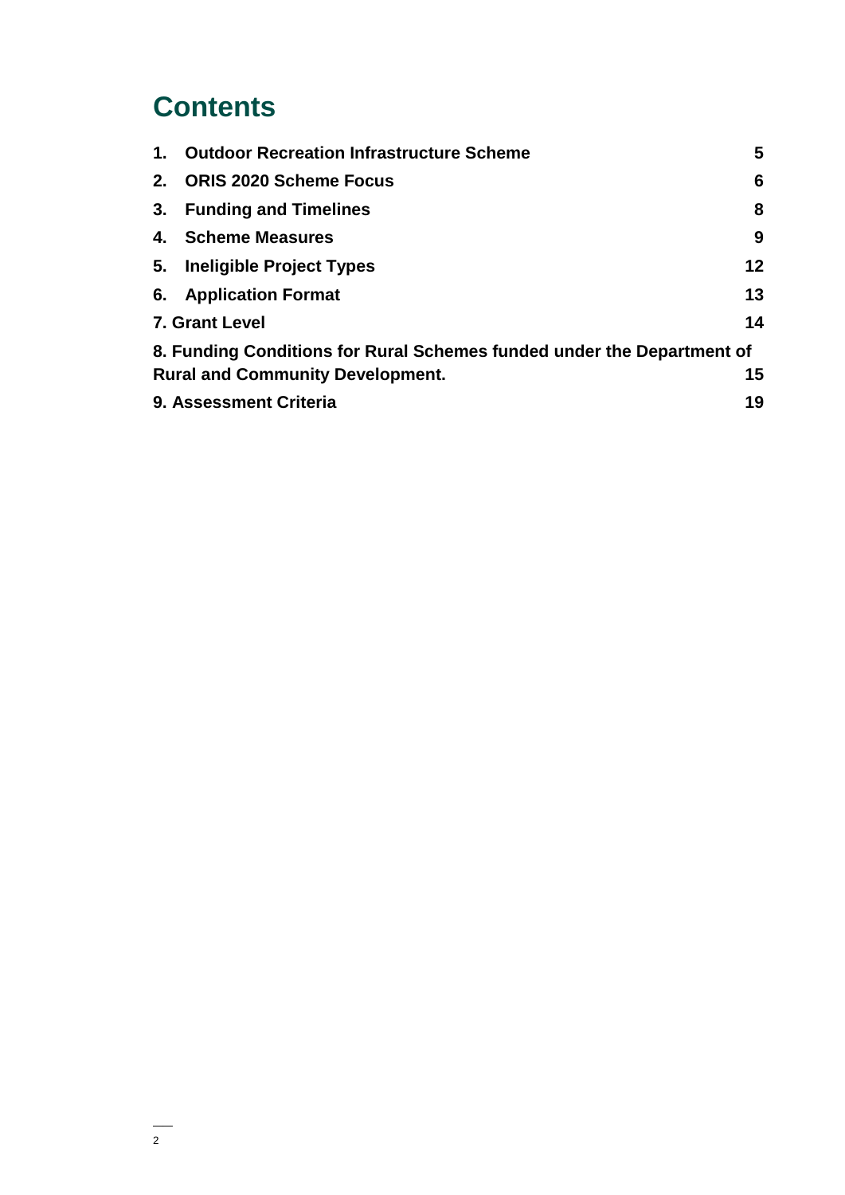# Contents

| | |
|---|---|
| **1. Outdoor Recreation Infrastructure Scheme** | **5** |
| **2. ORIS 2020 Scheme Focus** | **6** |
| **3. Funding and Timelines** | **8** |
| **4. Scheme Measures** | **9** |
| **5. Ineligible Project Types** | **12** |
| **6. Application Format** | **13** |
| **7. Grant Level** | **14** |
| **8. Funding Conditions for Rural Schemes funded under the Department of Rural and Community Development.** | **15** |
| **9. Assessment Criteria** | **19** |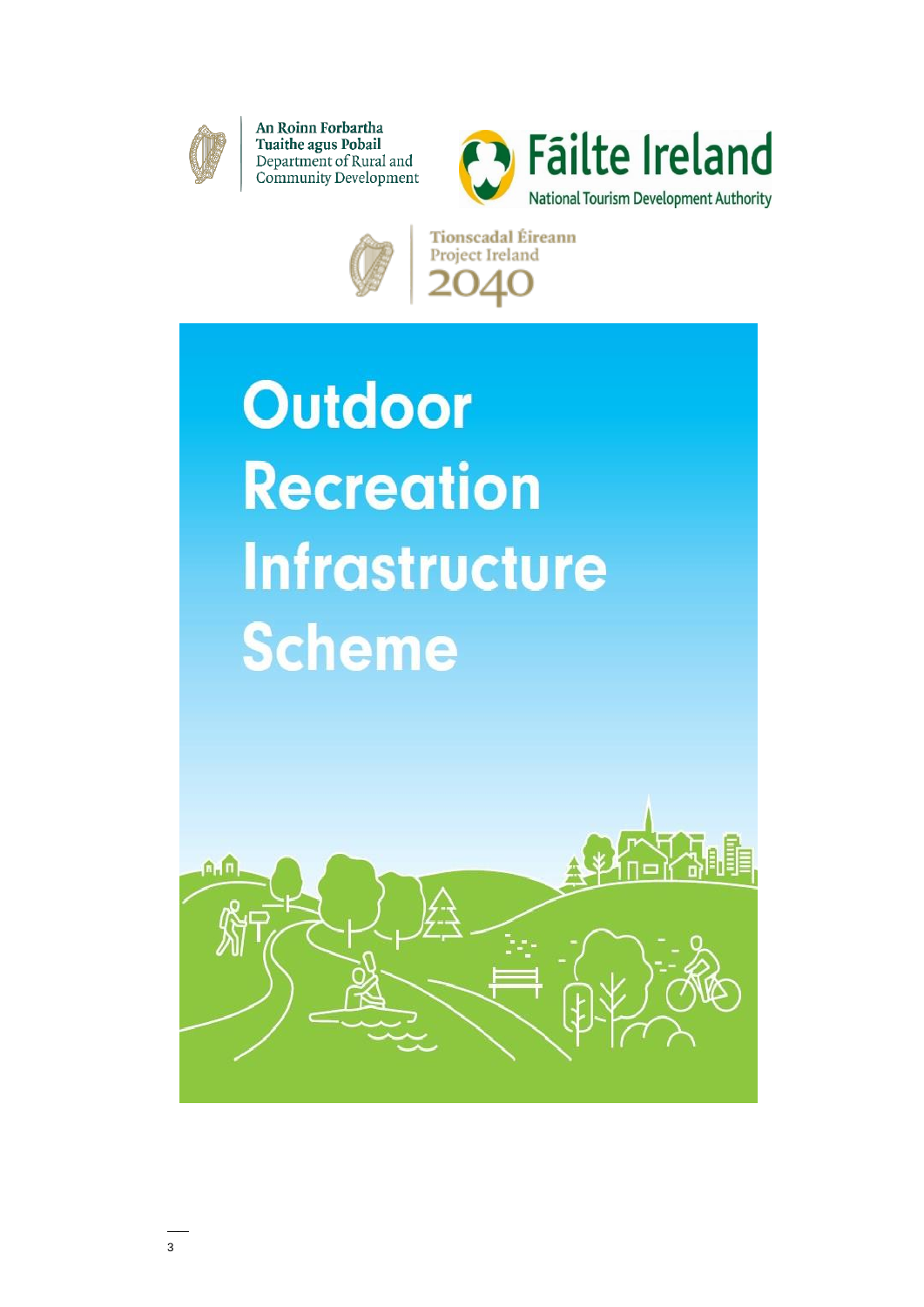An Roinn Forbartha Tuaithe agus Pobail
Department of Rural and Community Development

Fáilte Ireland
National Tourism Development Authority

Tionscadal Éireann
Project Ireland
2040

# Outdoor Recreation Infrastructure Scheme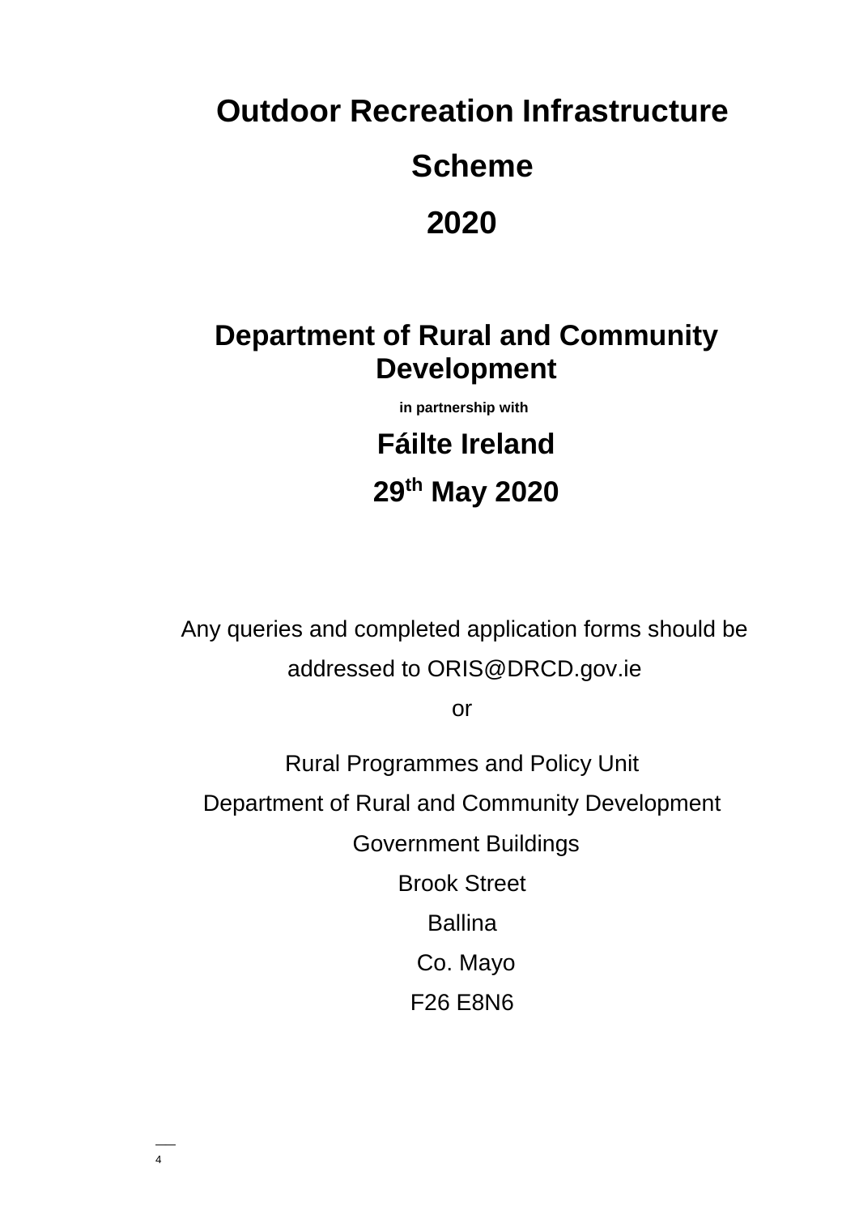# Outdoor Recreation Infrastructure Scheme 2020

## Department of Rural and Community Development

**in partnership with**

## Fáilte Ireland

## 29th May 2020

Any queries and completed application forms should be addressed to ORIS@DRCD.gov.ie

or

Rural Programmes and Policy Unit
Department of Rural and Community Development
Government Buildings
Brook Street
Ballina
Co. Mayo
F26 E8N6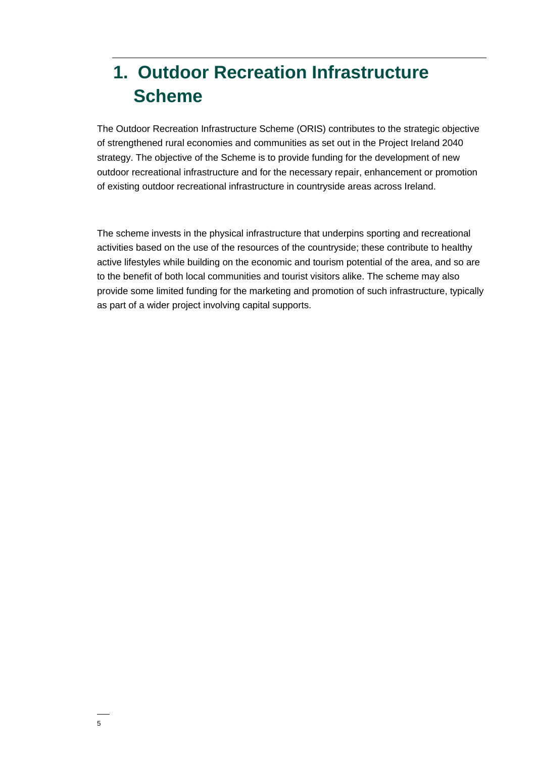# 1. Outdoor Recreation Infrastructure Scheme

The Outdoor Recreation Infrastructure Scheme (ORIS) contributes to the strategic objective of strengthened rural economies and communities as set out in the Project Ireland 2040 strategy. The objective of the Scheme is to provide funding for the development of new outdoor recreational infrastructure and for the necessary repair, enhancement or promotion of existing outdoor recreational infrastructure in countryside areas across Ireland.

The scheme invests in the physical infrastructure that underpins sporting and recreational activities based on the use of the resources of the countryside; these contribute to healthy active lifestyles while building on the economic and tourism potential of the area, and so are to the benefit of both local communities and tourist visitors alike. The scheme may also provide some limited funding for the marketing and promotion of such infrastructure, typically as part of a wider project involving capital supports.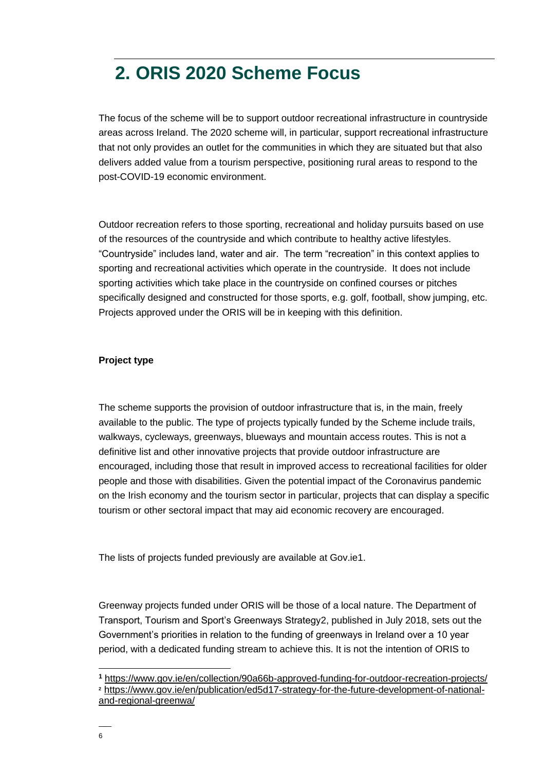## 2. ORIS 2020 Scheme Focus

The focus of the scheme will be to support outdoor recreational infrastructure in countryside areas across Ireland. The 2020 scheme will, in particular, support recreational infrastructure that not only provides an outlet for the communities in which they are situated but that also delivers added value from a tourism perspective, positioning rural areas to respond to the post-COVID-19 economic environment.

Outdoor recreation refers to those sporting, recreational and holiday pursuits based on use of the resources of the countryside and which contribute to healthy active lifestyles. "Countryside" includes land, water and air. The term "recreation" in this context applies to sporting and recreational activities which operate in the countryside. It does not include sporting activities which take place in the countryside on confined courses or pitches specifically designed and constructed for those sports, e.g. golf, football, show jumping, etc. Projects approved under the ORIS will be in keeping with this definition.

**Project type**

The scheme supports the provision of outdoor infrastructure that is, in the main, freely available to the public. The type of projects typically funded by the Scheme include trails, walkways, cycleways, greenways, blueways and mountain access routes. This is not a definitive list and other innovative projects that provide outdoor infrastructure are encouraged, including those that result in improved access to recreational facilities for older people and those with disabilities. Given the potential impact of the Coronavirus pandemic on the Irish economy and the tourism sector in particular, projects that can display a specific tourism or other sectoral impact that may aid economic recovery are encouraged.

The lists of projects funded previously are available at Gov.ie[1].

Greenway projects funded under ORIS will be those of a local nature. The Department of Transport, Tourism and Sport's Greenways Strategy[2], published in July 2018, sets out the Government's priorities in relation to the funding of greenways in Ireland over a 10 year period, with a dedicated funding stream to achieve this. It is not the intention of ORIS to

[1] https://www.gov.ie/en/collection/90a66b-approved-funding-for-outdoor-recreation-projects/
[2] https://www.gov.ie/en/publication/ed5d17-strategy-for-the-future-development-of-national-and-regional-greenwa/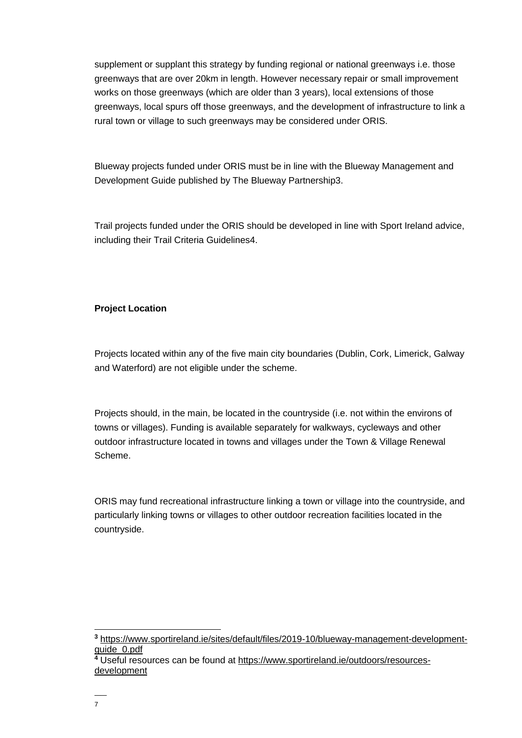supplement or supplant this strategy by funding regional or national greenways i.e. those greenways that are over 20km in length. However necessary repair or small improvement works on those greenways (which are older than 3 years), local extensions of those greenways, local spurs off those greenways, and the development of infrastructure to link a rural town or village to such greenways may be considered under ORIS.

Blueway projects funded under ORIS must be in line with the Blueway Management and Development Guide published by The Blueway Partnership[3].

Trail projects funded under the ORIS should be developed in line with Sport Ireland advice, including their Trail Criteria Guidelines[4].

**Project Location**

Projects located within any of the five main city boundaries (Dublin, Cork, Limerick, Galway and Waterford) are not eligible under the scheme.

Projects should, in the main, be located in the countryside (i.e. not within the environs of towns or villages). Funding is available separately for walkways, cycleways and other outdoor infrastructure located in towns and villages under the Town & Village Renewal Scheme.

ORIS may fund recreational infrastructure linking a town or village into the countryside, and particularly linking towns or villages to other outdoor recreation facilities located in the countryside.

---

[3] https://www.sportireland.ie/sites/default/files/2019-10/blueway-management-development-guide_0.pdf

[4] Useful resources can be found at https://www.sportireland.ie/outdoors/resources-development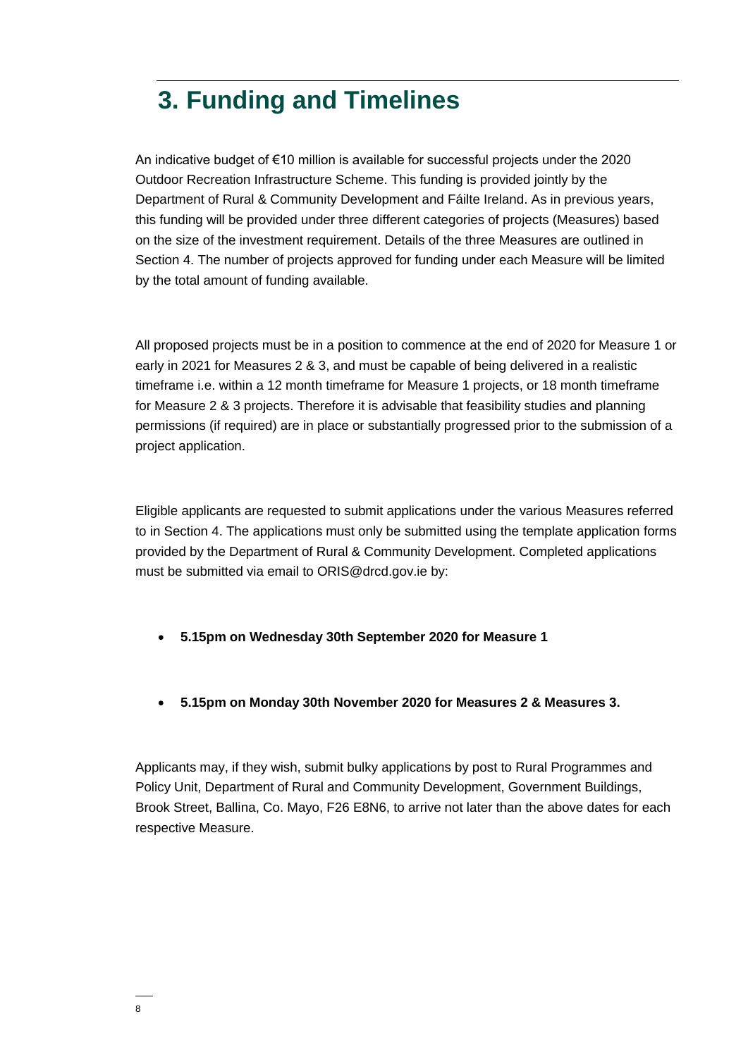# 3. Funding and Timelines

An indicative budget of €10 million is available for successful projects under the 2020 Outdoor Recreation Infrastructure Scheme. This funding is provided jointly by the Department of Rural & Community Development and Fáilte Ireland. As in previous years, this funding will be provided under three different categories of projects (Measures) based on the size of the investment requirement. Details of the three Measures are outlined in Section 4. The number of projects approved for funding under each Measure will be limited by the total amount of funding available.

All proposed projects must be in a position to commence at the end of 2020 for Measure 1 or early in 2021 for Measures 2 & 3, and must be capable of being delivered in a realistic timeframe i.e. within a 12 month timeframe for Measure 1 projects, or 18 month timeframe for Measure 2 & 3 projects. Therefore it is advisable that feasibility studies and planning permissions (if required) are in place or substantially progressed prior to the submission of a project application.

Eligible applicants are requested to submit applications under the various Measures referred to in Section 4. The applications must only be submitted using the template application forms provided by the Department of Rural & Community Development. Completed applications must be submitted via email to ORIS@drcd.gov.ie by:

- **5.15pm on Wednesday 30th September 2020 for Measure 1**
- **5.15pm on Monday 30th November 2020 for Measures 2 & Measures 3.**

Applicants may, if they wish, submit bulky applications by post to Rural Programmes and Policy Unit, Department of Rural and Community Development, Government Buildings, Brook Street, Ballina, Co. Mayo, F26 E8N6, to arrive not later than the above dates for each respective Measure.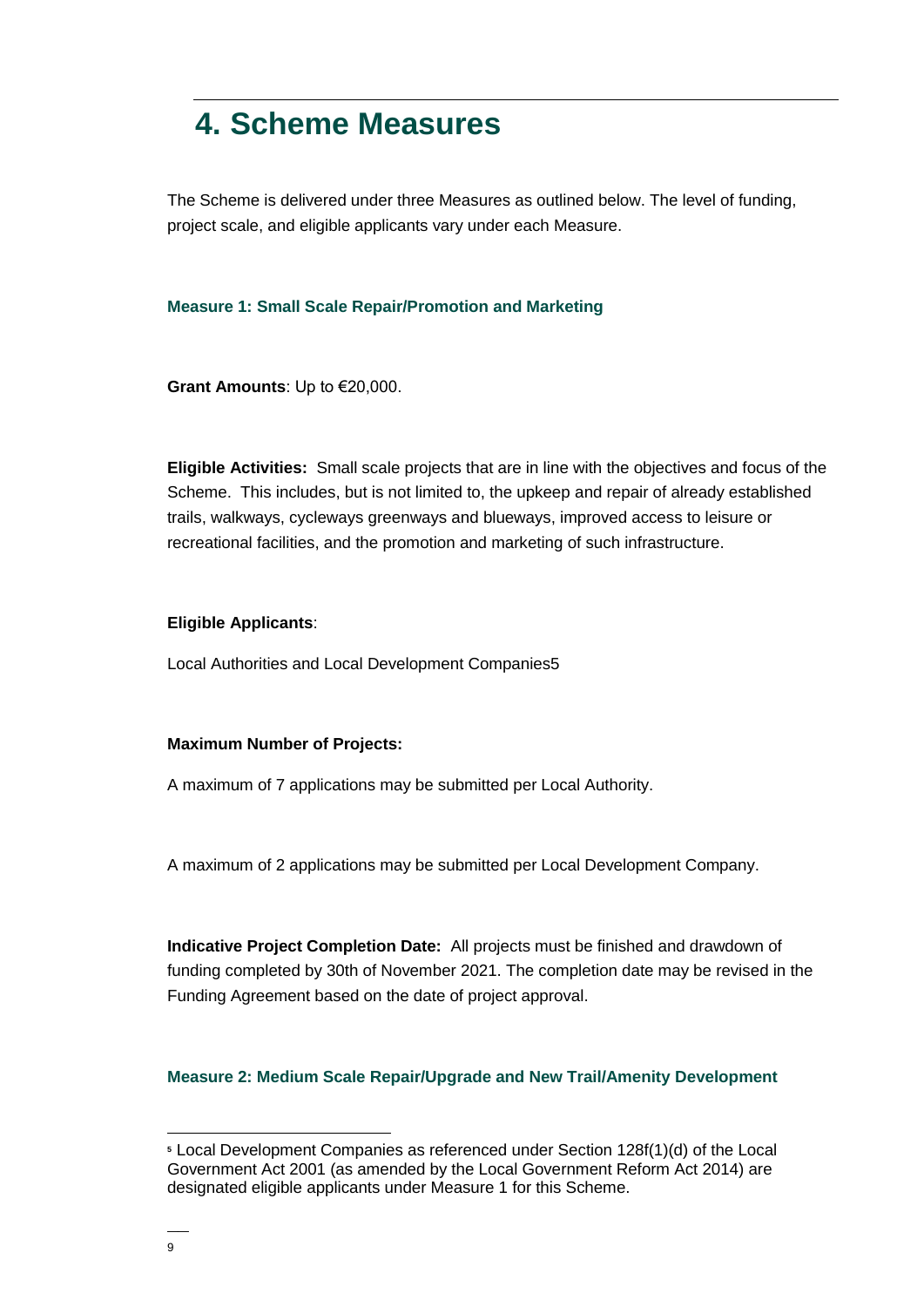# 4. Scheme Measures

The Scheme is delivered under three Measures as outlined below. The level of funding, project scale, and eligible applicants vary under each Measure.

### Measure 1: Small Scale Repair/Promotion and Marketing

**Grant Amounts**: Up to €20,000.

**Eligible Activities:** Small scale projects that are in line with the objectives and focus of the Scheme. This includes, but is not limited to, the upkeep and repair of already established trails, walkways, cycleways greenways and blueways, improved access to leisure or recreational facilities, and the promotion and marketing of such infrastructure.

**Eligible Applicants**:

Local Authorities and Local Development Companies[5]

**Maximum Number of Projects:**

A maximum of 7 applications may be submitted per Local Authority.

A maximum of 2 applications may be submitted per Local Development Company.

**Indicative Project Completion Date:** All projects must be finished and drawdown of funding completed by 30th of November 2021. The completion date may be revised in the Funding Agreement based on the date of project approval.

### Measure 2: Medium Scale Repair/Upgrade and New Trail/Amenity Development

[5] Local Development Companies as referenced under Section 128f(1)(d) of the Local Government Act 2001 (as amended by the Local Government Reform Act 2014) are designated eligible applicants under Measure 1 for this Scheme.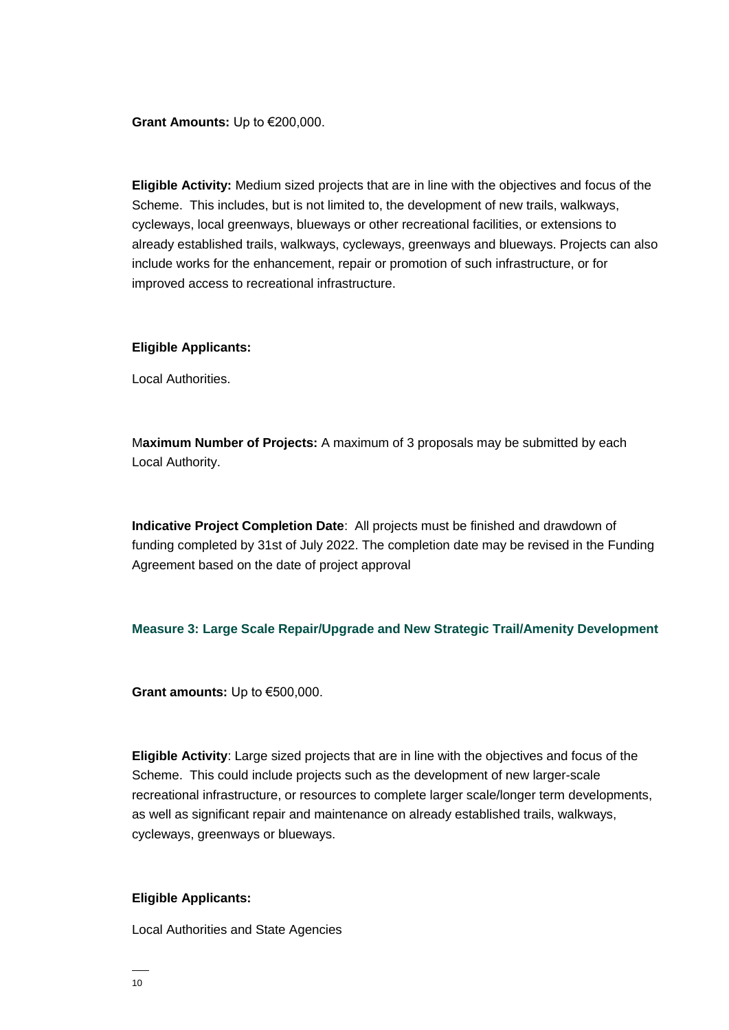**Grant Amounts:** Up to €200,000.

**Eligible Activity:** Medium sized projects that are in line with the objectives and focus of the Scheme. This includes, but is not limited to, the development of new trails, walkways, cycleways, local greenways, blueways or other recreational facilities, or extensions to already established trails, walkways, cycleways, greenways and blueways. Projects can also include works for the enhancement, repair or promotion of such infrastructure, or for improved access to recreational infrastructure.

**Eligible Applicants:**

Local Authorities.

M**aximum Number of Projects:** A maximum of 3 proposals may be submitted by each Local Authority.

**Indicative Project Completion Date**: All projects must be finished and drawdown of funding completed by 31st of July 2022. The completion date may be revised in the Funding Agreement based on the date of project approval

### Measure 3: Large Scale Repair/Upgrade and New Strategic Trail/Amenity Development

**Grant amounts:** Up to €500,000.

**Eligible Activity**: Large sized projects that are in line with the objectives and focus of the Scheme. This could include projects such as the development of new larger-scale recreational infrastructure, or resources to complete larger scale/longer term developments, as well as significant repair and maintenance on already established trails, walkways, cycleways, greenways or blueways.

**Eligible Applicants:**

Local Authorities and State Agencies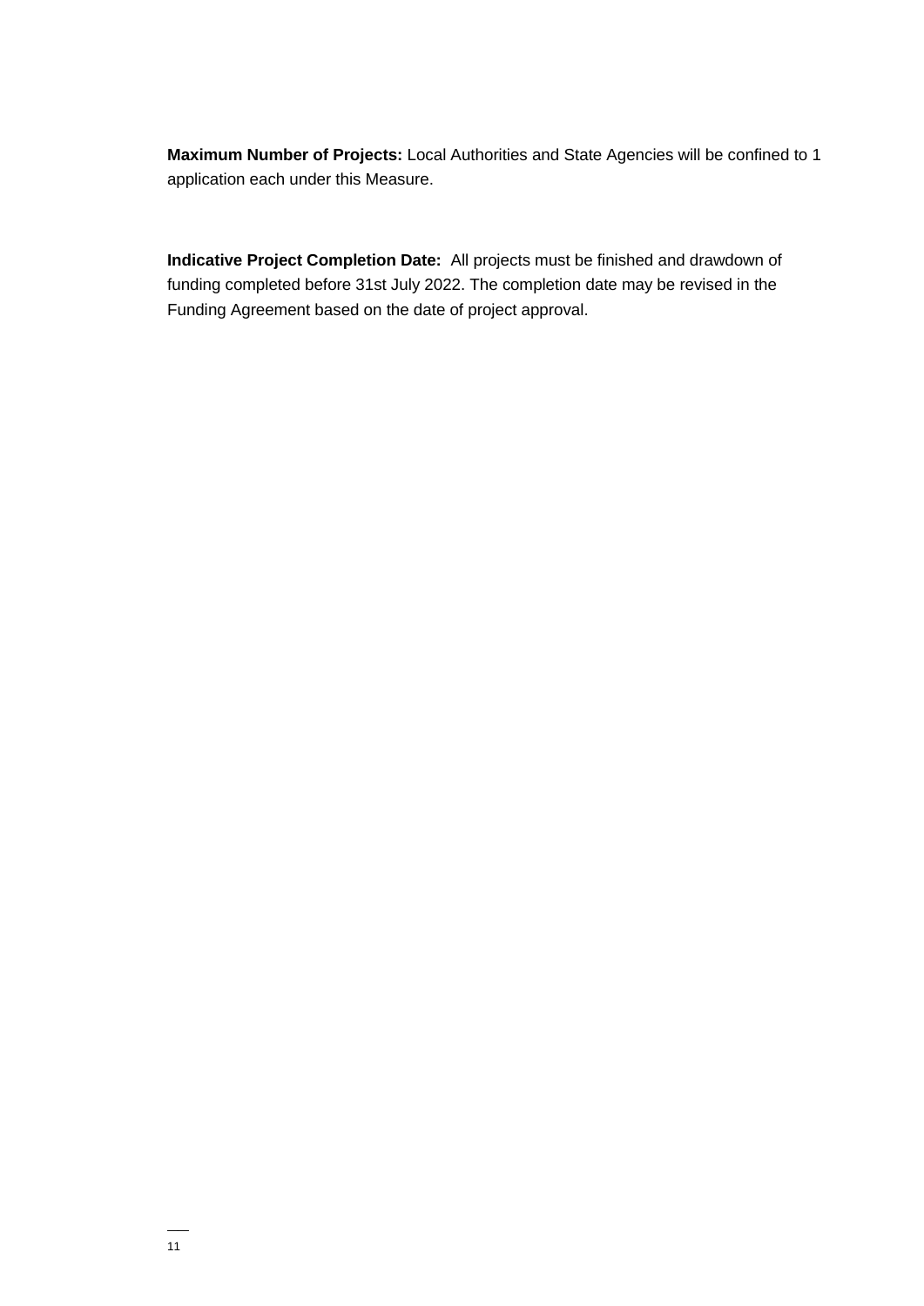**Maximum Number of Projects:** Local Authorities and State Agencies will be confined to 1 application each under this Measure.

**Indicative Project Completion Date:** All projects must be finished and drawdown of funding completed before 31st July 2022. The completion date may be revised in the Funding Agreement based on the date of project approval.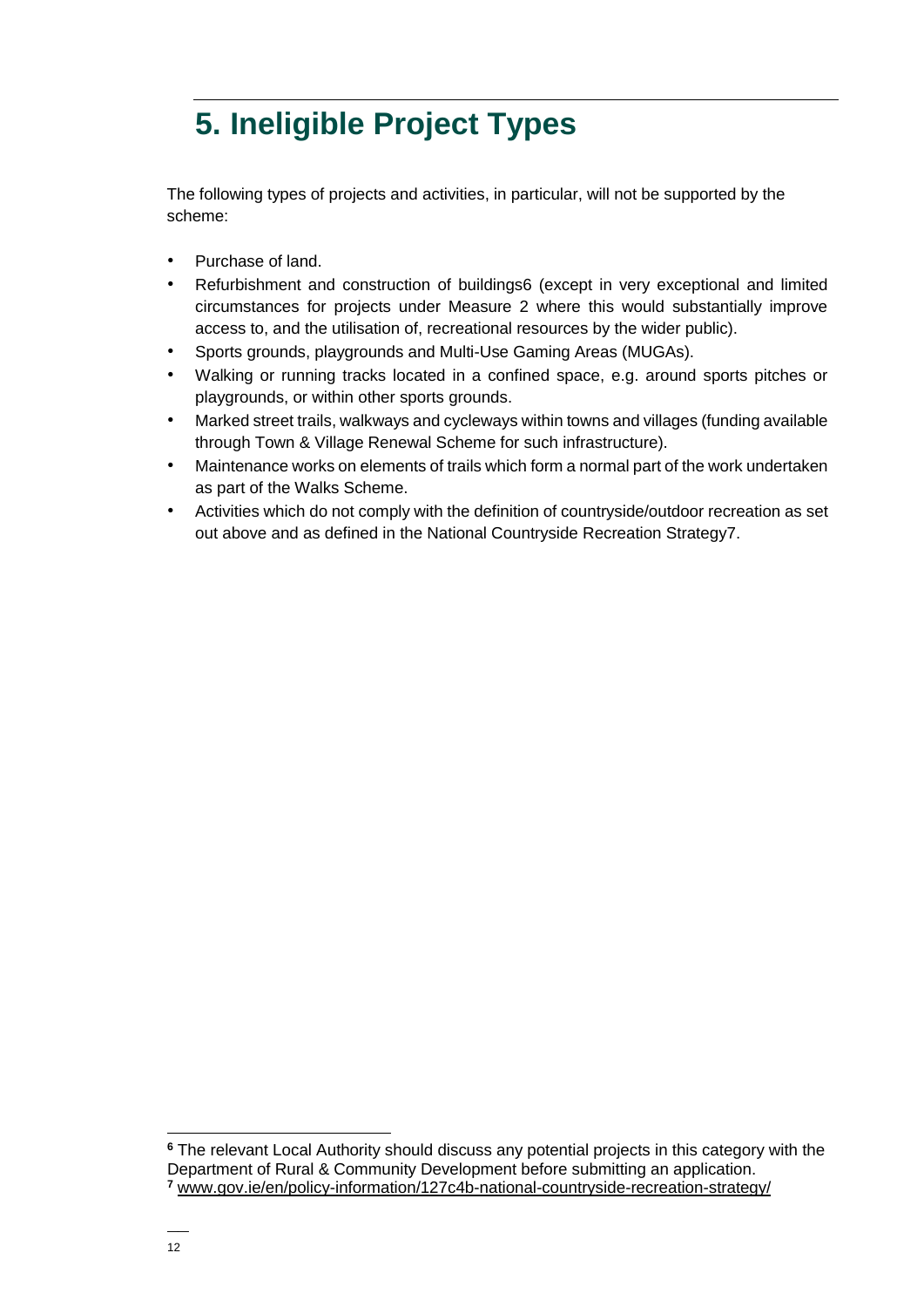# 5. Ineligible Project Types

The following types of projects and activities, in particular, will not be supported by the scheme:

- Purchase of land.
- Refurbishment and construction of buildings[6] (except in very exceptional and limited circumstances for projects under Measure 2 where this would substantially improve access to, and the utilisation of, recreational resources by the wider public).
- Sports grounds, playgrounds and Multi-Use Gaming Areas (MUGAs).
- Walking or running tracks located in a confined space, e.g. around sports pitches or playgrounds, or within other sports grounds.
- Marked street trails, walkways and cycleways within towns and villages (funding available through Town & Village Renewal Scheme for such infrastructure).
- Maintenance works on elements of trails which form a normal part of the work undertaken as part of the Walks Scheme.
- Activities which do not comply with the definition of countryside/outdoor recreation as set out above and as defined in the National Countryside Recreation Strategy[7].

---

[6] The relevant Local Authority should discuss any potential projects in this category with the Department of Rural & Community Development before submitting an application.

[7] www.gov.ie/en/policy-information/127c4b-national-countryside-recreation-strategy/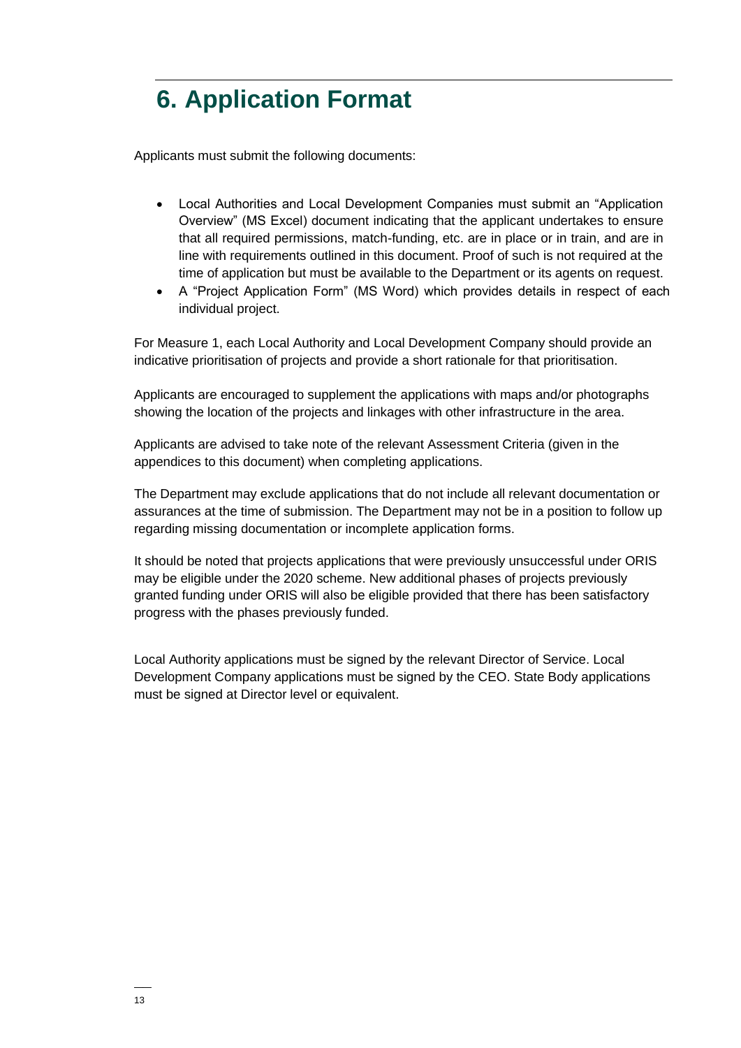# 6. Application Format

Applicants must submit the following documents:

- Local Authorities and Local Development Companies must submit an "Application Overview" (MS Excel) document indicating that the applicant undertakes to ensure that all required permissions, match-funding, etc. are in place or in train, and are in line with requirements outlined in this document. Proof of such is not required at the time of application but must be available to the Department or its agents on request.
- A "Project Application Form" (MS Word) which provides details in respect of each individual project.

For Measure 1, each Local Authority and Local Development Company should provide an indicative prioritisation of projects and provide a short rationale for that prioritisation.

Applicants are encouraged to supplement the applications with maps and/or photographs showing the location of the projects and linkages with other infrastructure in the area.

Applicants are advised to take note of the relevant Assessment Criteria (given in the appendices to this document) when completing applications.

The Department may exclude applications that do not include all relevant documentation or assurances at the time of submission. The Department may not be in a position to follow up regarding missing documentation or incomplete application forms.

It should be noted that projects applications that were previously unsuccessful under ORIS may be eligible under the 2020 scheme. New additional phases of projects previously granted funding under ORIS will also be eligible provided that there has been satisfactory progress with the phases previously funded.

Local Authority applications must be signed by the relevant Director of Service. Local Development Company applications must be signed by the CEO. State Body applications must be signed at Director level or equivalent.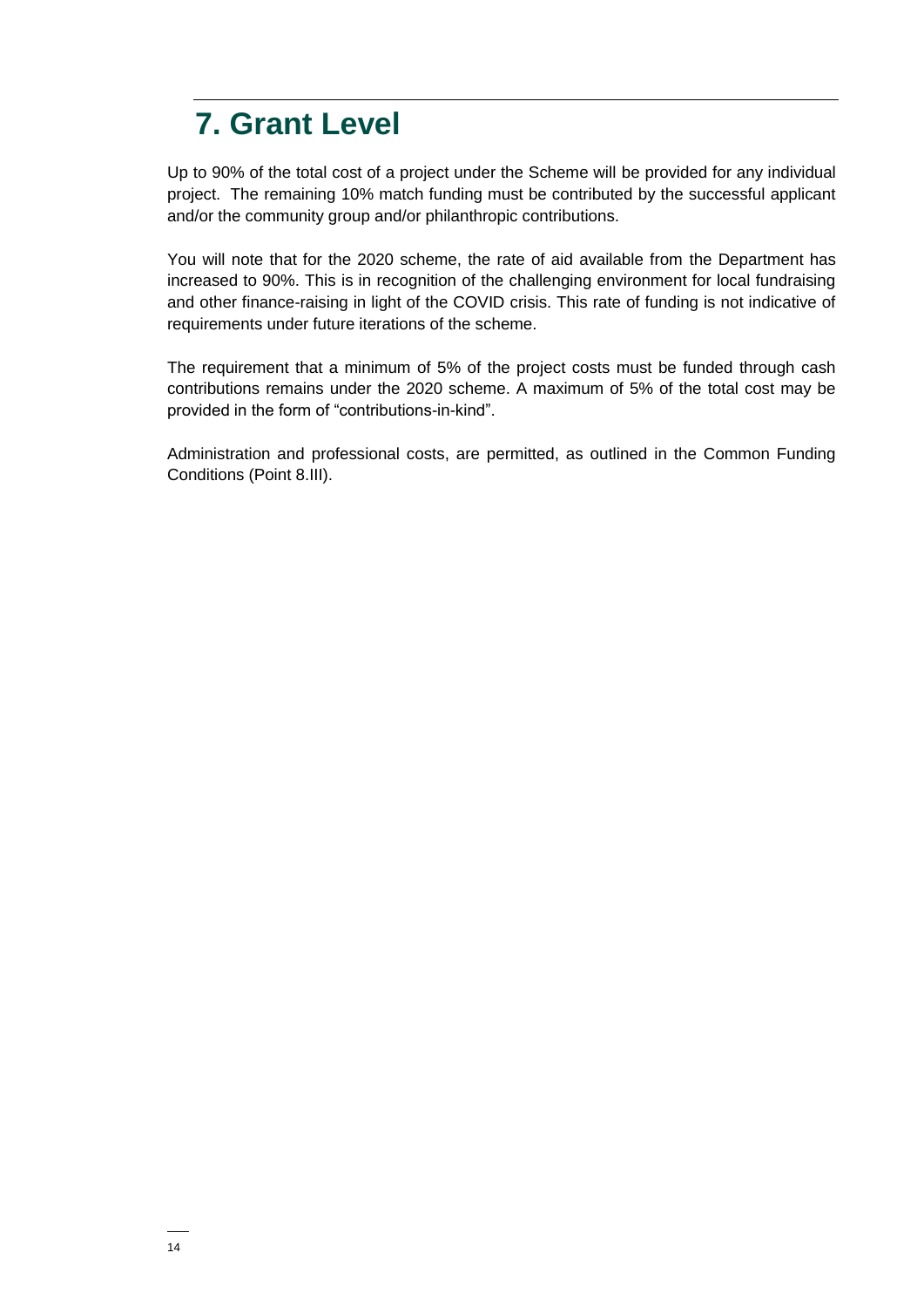# 7. Grant Level

Up to 90% of the total cost of a project under the Scheme will be provided for any individual project.  The remaining 10% match funding must be contributed by the successful applicant and/or the community group and/or philanthropic contributions.

You will note that for the 2020 scheme, the rate of aid available from the Department has increased to 90%. This is in recognition of the challenging environment for local fundraising and other finance-raising in light of the COVID crisis. This rate of funding is not indicative of requirements under future iterations of the scheme.

The requirement that a minimum of 5% of the project costs must be funded through cash contributions remains under the 2020 scheme. A maximum of 5% of the total cost may be provided in the form of "contributions-in-kind".

Administration and professional costs, are permitted, as outlined in the Common Funding Conditions (Point 8.III).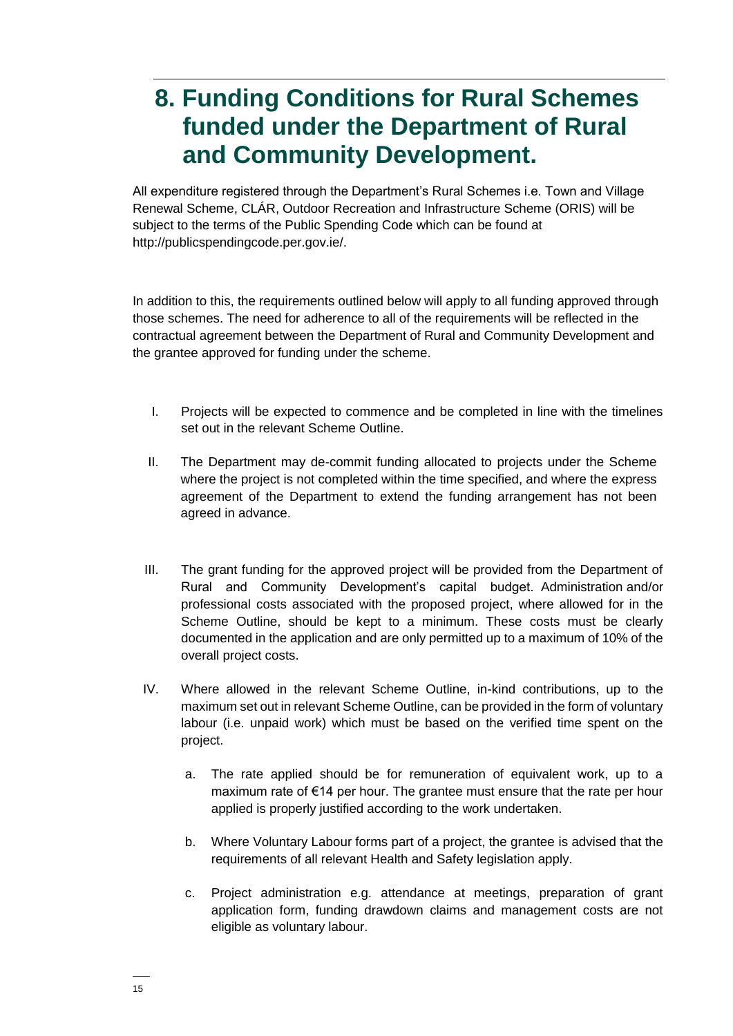# 8. Funding Conditions for Rural Schemes funded under the Department of Rural and Community Development.

All expenditure registered through the Department's Rural Schemes i.e. Town and Village Renewal Scheme, CLÁR, Outdoor Recreation and Infrastructure Scheme (ORIS) will be subject to the terms of the Public Spending Code which can be found at http://publicspendingcode.per.gov.ie/.

In addition to this, the requirements outlined below will apply to all funding approved through those schemes. The need for adherence to all of the requirements will be reflected in the contractual agreement between the Department of Rural and Community Development and the grantee approved for funding under the scheme.

I. Projects will be expected to commence and be completed in line with the timelines set out in the relevant Scheme Outline.

II. The Department may de-commit funding allocated to projects under the Scheme where the project is not completed within the time specified, and where the express agreement of the Department to extend the funding arrangement has not been agreed in advance.

III. The grant funding for the approved project will be provided from the Department of Rural and Community Development's capital budget. Administration and/or professional costs associated with the proposed project, where allowed for in the Scheme Outline, should be kept to a minimum. These costs must be clearly documented in the application and are only permitted up to a maximum of 10% of the overall project costs.

IV. Where allowed in the relevant Scheme Outline, in-kind contributions, up to the maximum set out in relevant Scheme Outline, can be provided in the form of voluntary labour (i.e. unpaid work) which must be based on the verified time spent on the project.

   a. The rate applied should be for remuneration of equivalent work, up to a maximum rate of €14 per hour. The grantee must ensure that the rate per hour applied is properly justified according to the work undertaken.

   b. Where Voluntary Labour forms part of a project, the grantee is advised that the requirements of all relevant Health and Safety legislation apply.

   c. Project administration e.g. attendance at meetings, preparation of grant application form, funding drawdown claims and management costs are not eligible as voluntary labour.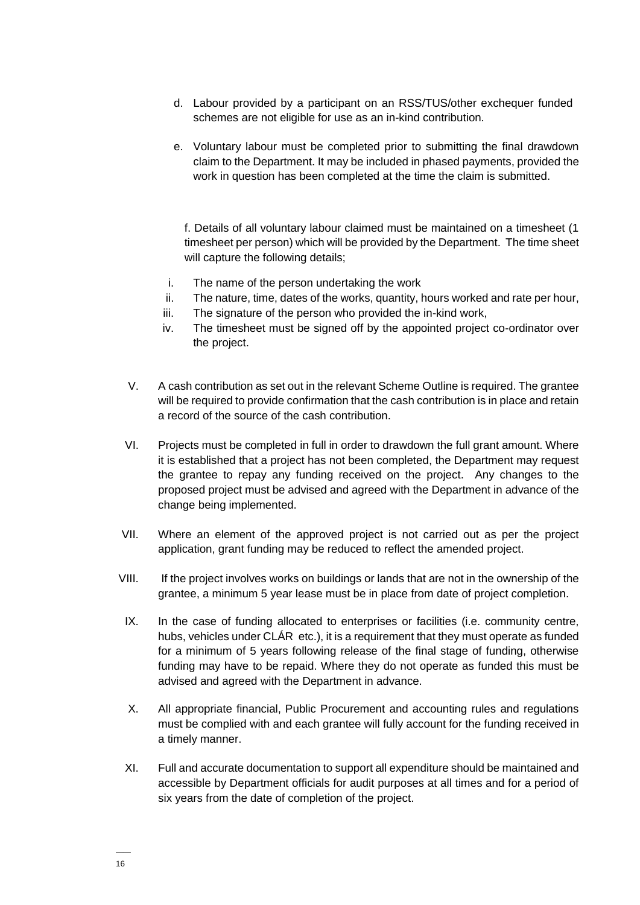d. Labour provided by a participant on an RSS/TUS/other exchequer funded schemes are not eligible for use as an in-kind contribution.

e. Voluntary labour must be completed prior to submitting the final drawdown claim to the Department. It may be included in phased payments, provided the work in question has been completed at the time the claim is submitted.

f. Details of all voluntary labour claimed must be maintained on a timesheet (1 timesheet per person) which will be provided by the Department. The time sheet will capture the following details;

i. The name of the person undertaking the work
ii. The nature, time, dates of the works, quantity, hours worked and rate per hour,
iii. The signature of the person who provided the in-kind work,
iv. The timesheet must be signed off by the appointed project co-ordinator over the project.

V. A cash contribution as set out in the relevant Scheme Outline is required. The grantee will be required to provide confirmation that the cash contribution is in place and retain a record of the source of the cash contribution.

VI. Projects must be completed in full in order to drawdown the full grant amount. Where it is established that a project has not been completed, the Department may request the grantee to repay any funding received on the project. Any changes to the proposed project must be advised and agreed with the Department in advance of the change being implemented.

VII. Where an element of the approved project is not carried out as per the project application, grant funding may be reduced to reflect the amended project.

VIII. If the project involves works on buildings or lands that are not in the ownership of the grantee, a minimum 5 year lease must be in place from date of project completion.

IX. In the case of funding allocated to enterprises or facilities (i.e. community centre, hubs, vehicles under CLÁR etc.), it is a requirement that they must operate as funded for a minimum of 5 years following release of the final stage of funding, otherwise funding may have to be repaid. Where they do not operate as funded this must be advised and agreed with the Department in advance.

X. All appropriate financial, Public Procurement and accounting rules and regulations must be complied with and each grantee will fully account for the funding received in a timely manner.

XI. Full and accurate documentation to support all expenditure should be maintained and accessible by Department officials for audit purposes at all times and for a period of six years from the date of completion of the project.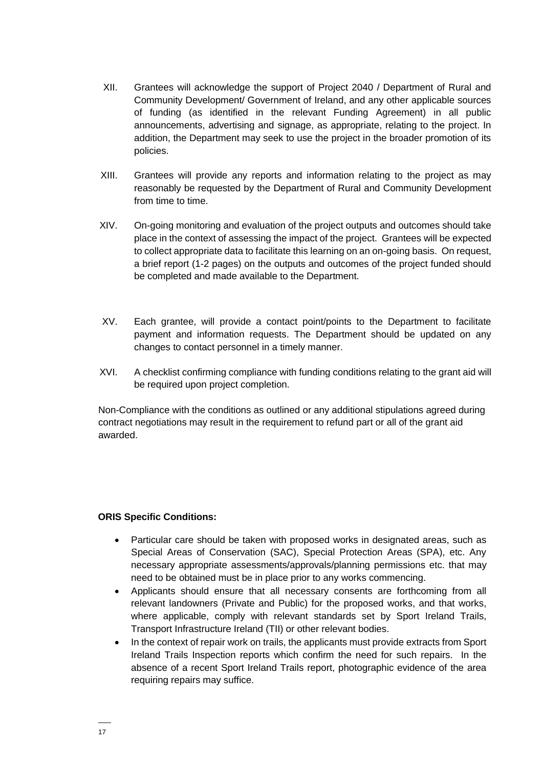XII. Grantees will acknowledge the support of Project 2040 / Department of Rural and Community Development/ Government of Ireland, and any other applicable sources of funding (as identified in the relevant Funding Agreement) in all public announcements, advertising and signage, as appropriate, relating to the project. In addition, the Department may seek to use the project in the broader promotion of its policies.

XIII. Grantees will provide any reports and information relating to the project as may reasonably be requested by the Department of Rural and Community Development from time to time.

XIV. On-going monitoring and evaluation of the project outputs and outcomes should take place in the context of assessing the impact of the project. Grantees will be expected to collect appropriate data to facilitate this learning on an on-going basis. On request, a brief report (1-2 pages) on the outputs and outcomes of the project funded should be completed and made available to the Department.

XV. Each grantee, will provide a contact point/points to the Department to facilitate payment and information requests. The Department should be updated on any changes to contact personnel in a timely manner.

XVI. A checklist confirming compliance with funding conditions relating to the grant aid will be required upon project completion.

Non-Compliance with the conditions as outlined or any additional stipulations agreed during contract negotiations may result in the requirement to refund part or all of the grant aid awarded.

**ORIS Specific Conditions:**

- Particular care should be taken with proposed works in designated areas, such as Special Areas of Conservation (SAC), Special Protection Areas (SPA), etc. Any necessary appropriate assessments/approvals/planning permissions etc. that may need to be obtained must be in place prior to any works commencing.
- Applicants should ensure that all necessary consents are forthcoming from all relevant landowners (Private and Public) for the proposed works, and that works, where applicable, comply with relevant standards set by Sport Ireland Trails, Transport Infrastructure Ireland (TII) or other relevant bodies.
- In the context of repair work on trails, the applicants must provide extracts from Sport Ireland Trails Inspection reports which confirm the need for such repairs. In the absence of a recent Sport Ireland Trails report, photographic evidence of the area requiring repairs may suffice.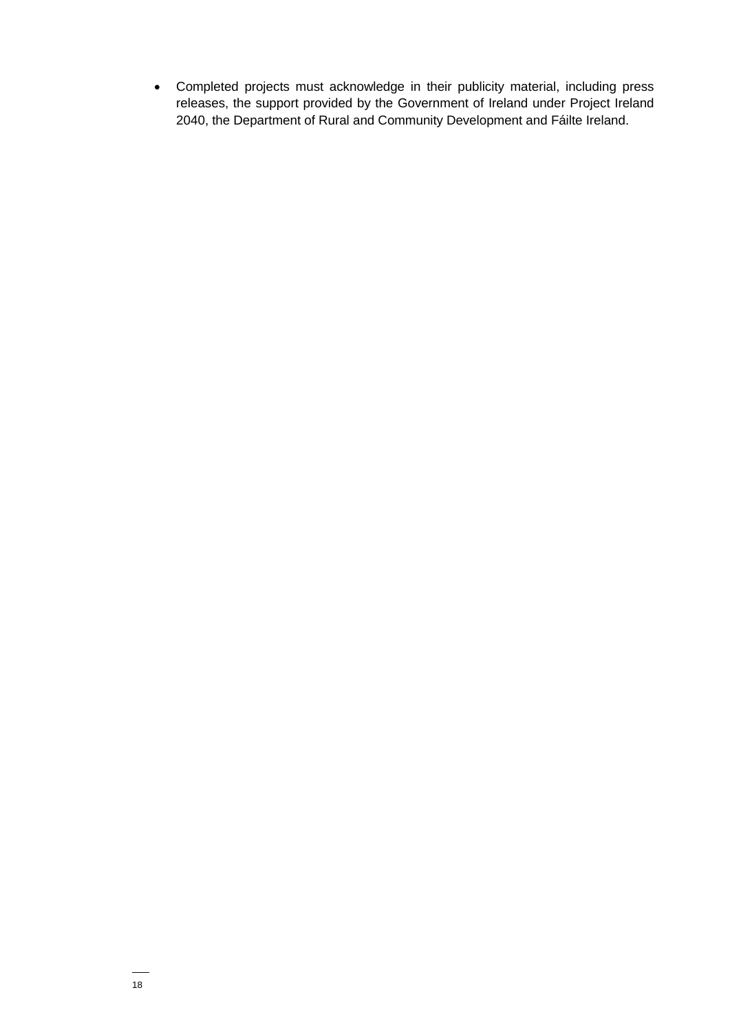- Completed projects must acknowledge in their publicity material, including press releases, the support provided by the Government of Ireland under Project Ireland 2040, the Department of Rural and Community Development and Fáilte Ireland.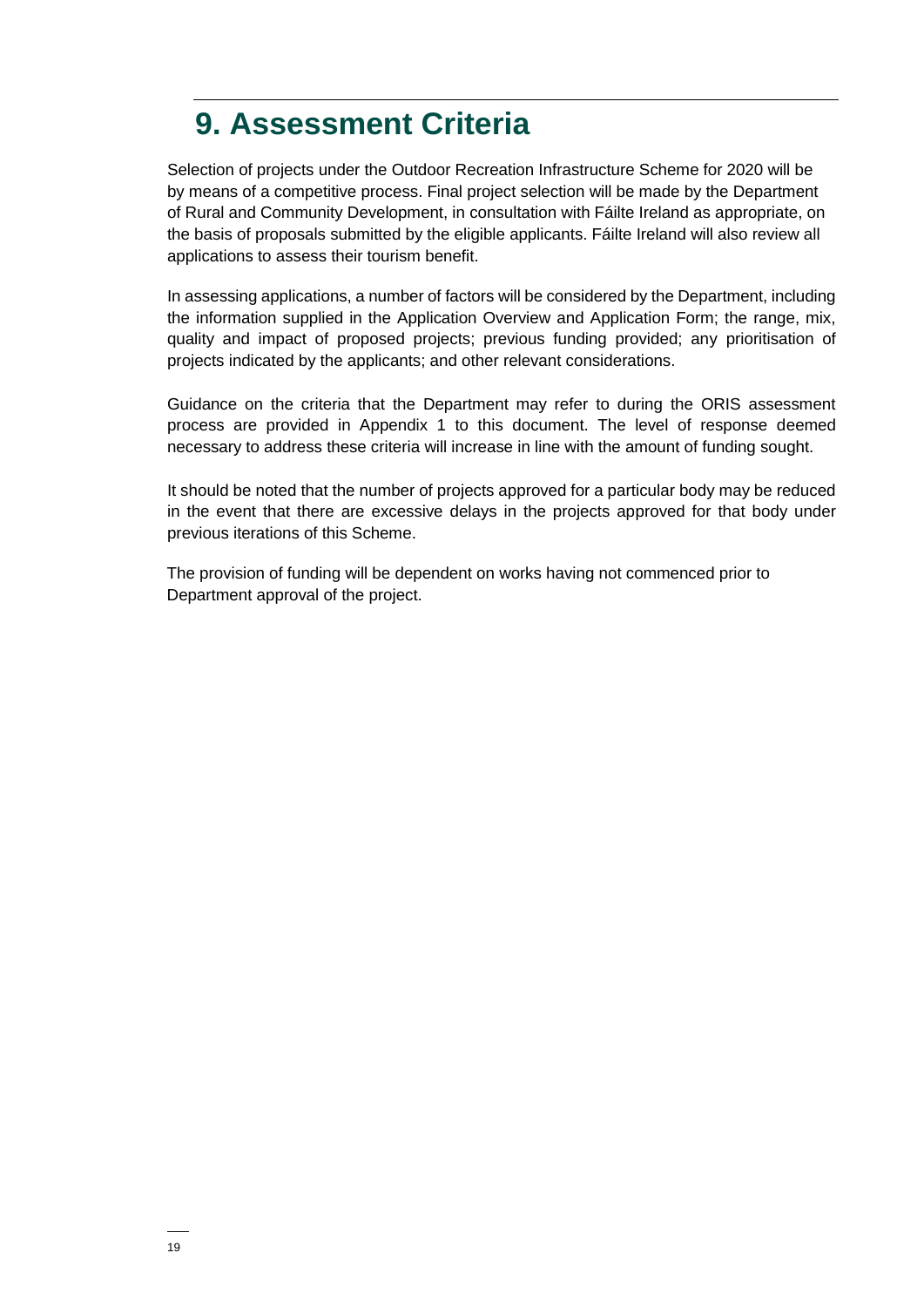# 9. Assessment Criteria

Selection of projects under the Outdoor Recreation Infrastructure Scheme for 2020 will be by means of a competitive process. Final project selection will be made by the Department of Rural and Community Development, in consultation with Fáilte Ireland as appropriate, on the basis of proposals submitted by the eligible applicants. Fáilte Ireland will also review all applications to assess their tourism benefit.

In assessing applications, a number of factors will be considered by the Department, including the information supplied in the Application Overview and Application Form; the range, mix, quality and impact of proposed projects; previous funding provided; any prioritisation of projects indicated by the applicants; and other relevant considerations.

Guidance on the criteria that the Department may refer to during the ORIS assessment process are provided in Appendix 1 to this document. The level of response deemed necessary to address these criteria will increase in line with the amount of funding sought.

It should be noted that the number of projects approved for a particular body may be reduced in the event that there are excessive delays in the projects approved for that body under previous iterations of this Scheme.

The provision of funding will be dependent on works having not commenced prior to Department approval of the project.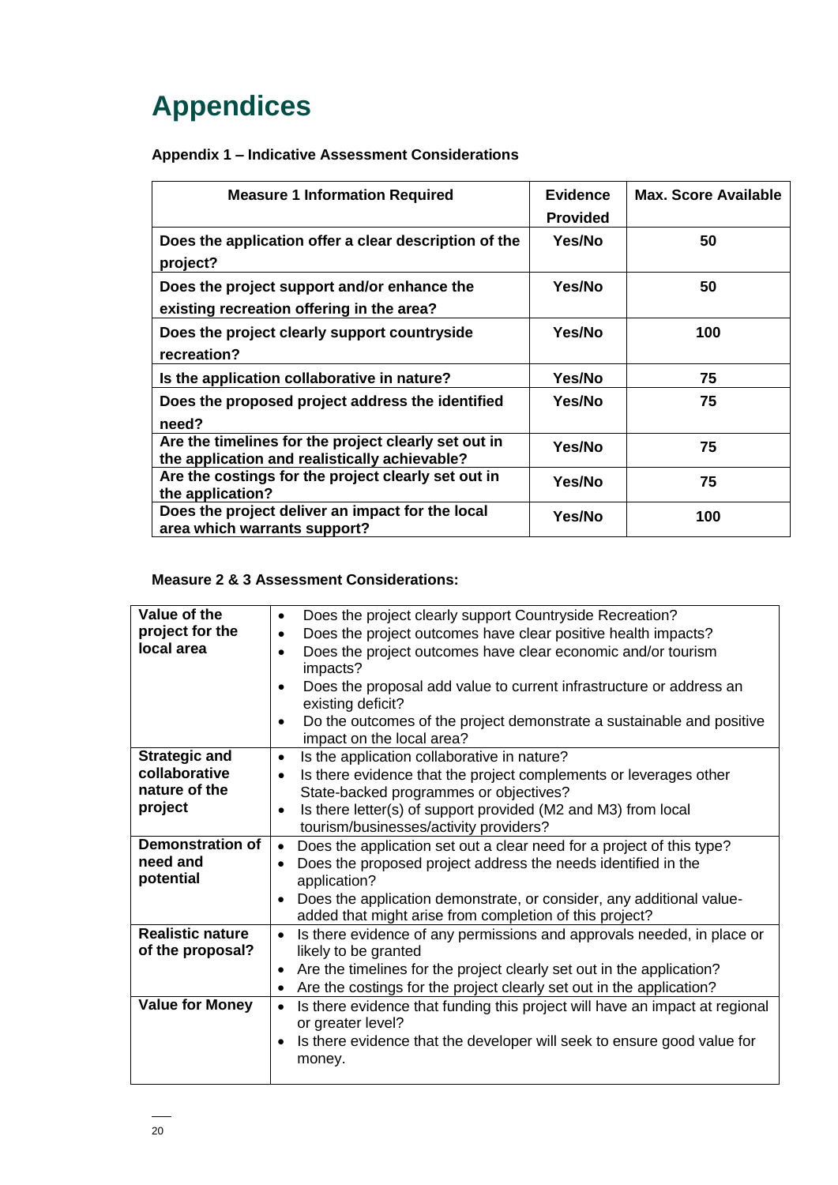# Appendices

**Appendix 1 – Indicative Assessment Considerations**

| Measure 1 Information Required | Evidence Provided | Max. Score Available |
|---|---|---|
| **Does the application offer a clear description of the project?** | **Yes/No** | **50** |
| **Does the project support and/or enhance the existing recreation offering in the area?** | **Yes/No** | **50** |
| **Does the project clearly support countryside recreation?** | **Yes/No** | **100** |
| **Is the application collaborative in nature?** | **Yes/No** | **75** |
| **Does the proposed project address the identified need?** | **Yes/No** | **75** |
| **Are the timelines for the project clearly set out in the application and realistically achievable?** | **Yes/No** | **75** |
| **Are the costings for the project clearly set out in the application?** | **Yes/No** | **75** |
| **Does the project deliver an impact for the local area which warrants support?** | **Yes/No** | **100** |

**Measure 2 & 3 Assessment Considerations:**

| | |
|---|---|
| **Value of the project for the local area** | • Does the project clearly support Countryside Recreation?<br>• Does the project outcomes have clear positive health impacts?<br>• Does the project outcomes have clear economic and/or tourism impacts?<br>• Does the proposal add value to current infrastructure or address an existing deficit?<br>• Do the outcomes of the project demonstrate a sustainable and positive impact on the local area? |
| **Strategic and collaborative nature of the project** | • Is the application collaborative in nature?<br>• Is there evidence that the project complements or leverages other State-backed programmes or objectives?<br>• Is there letter(s) of support provided (M2 and M3) from local tourism/businesses/activity providers? |
| **Demonstration of need and potential** | • Does the application set out a clear need for a project of this type?<br>• Does the proposed project address the needs identified in the application?<br>• Does the application demonstrate, or consider, any additional value-added that might arise from completion of this project? |
| **Realistic nature of the proposal?** | • Is there evidence of any permissions and approvals needed, in place or likely to be granted<br>• Are the timelines for the project clearly set out in the application?<br>• Are the costings for the project clearly set out in the application? |
| **Value for Money** | • Is there evidence that funding this project will have an impact at regional or greater level?<br>• Is there evidence that the developer will seek to ensure good value for money. |